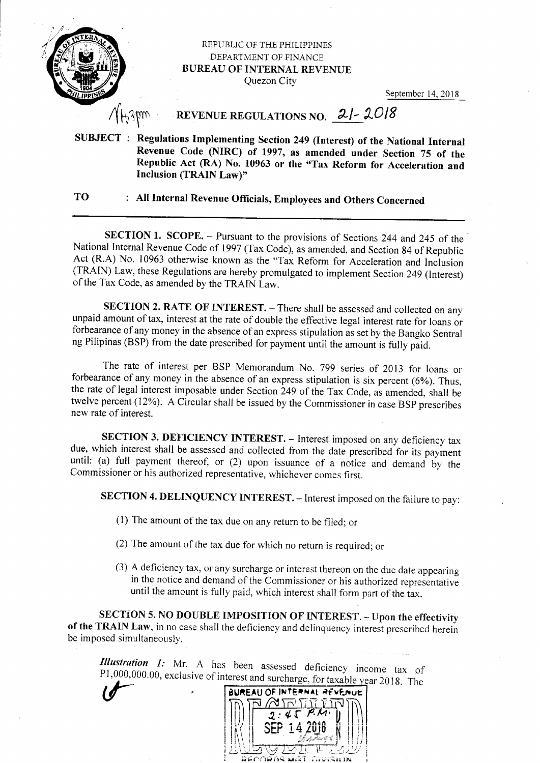REPUBLIC OF THE PHILIPPINES
DEPARTMENT OF FINANCE
**BUREAU OF INTERNAL REVENUE**
Quezon City

September 14, 2018

# REVENUE REGULATIONS NO. 21-2018

**SUBJECT : Regulations Implementing Section 249 (Interest) of the National Internal Revenue Code (NIRC) of 1997, as amended under Section 75 of the Republic Act (RA) No. 10963 or the "Tax Reform for Acceleration and Inclusion (TRAIN Law)"**

**TO : All Internal Revenue Officials, Employees and Others Concerned**

---

**SECTION 1. SCOPE.** – Pursuant to the provisions of Sections 244 and 245 of the National Internal Revenue Code of 1997 (Tax Code), as amended, and Section 84 of Republic Act (R.A) No. 10963 otherwise known as the "Tax Reform for Acceleration and Inclusion (TRAIN) Law, these Regulations are hereby promulgated to implement Section 249 (Interest) of the Tax Code, as amended by the TRAIN Law.

**SECTION 2. RATE OF INTEREST.** – There shall be assessed and collected on any unpaid amount of tax, interest at the rate of double the effective legal interest rate for loans or forbearance of any money in the absence of an express stipulation as set by the Bangko Sentral ng Pilipinas (BSP) from the date prescribed for payment until the amount is fully paid.

The rate of interest per BSP Memorandum No. 799 series of 2013 for loans or forbearance of any money in the absence of an express stipulation is six percent (6%). Thus, the rate of legal interest imposable under Section 249 of the Tax Code, as amended, shall be twelve percent (12%). A Circular shall be issued by the Commissioner in case BSP prescribes new rate of interest.

**SECTION 3. DEFICIENCY INTEREST.** – Interest imposed on any deficiency tax due, which interest shall be assessed and collected from the date prescribed for its payment until: (a) full payment thereof, or (2) upon issuance of a notice and demand by the Commissioner or his authorized representative, whichever comes first.

**SECTION 4. DELINQUENCY INTEREST.** – Interest imposed on the failure to pay:

(1) The amount of the tax due on any return to be filed; or

(2) The amount of the tax due for which no return is required; or

(3) A deficiency tax, or any surcharge or interest thereon on the due date appearing in the notice and demand of the Commissioner or his authorized representative until the amount is fully paid, which interest shall form part of the tax.

**SECTION 5. NO DOUBLE IMPOSITION OF INTEREST. – Upon the effectivity of the TRAIN Law**, in no case shall the deficiency and delinquency interest prescribed herein be imposed simultaneously.

***Illustration 1:*** Mr. A has been assessed deficiency income tax of P1,000,000.00, exclusive of interest and surcharge, for taxable year 2018. The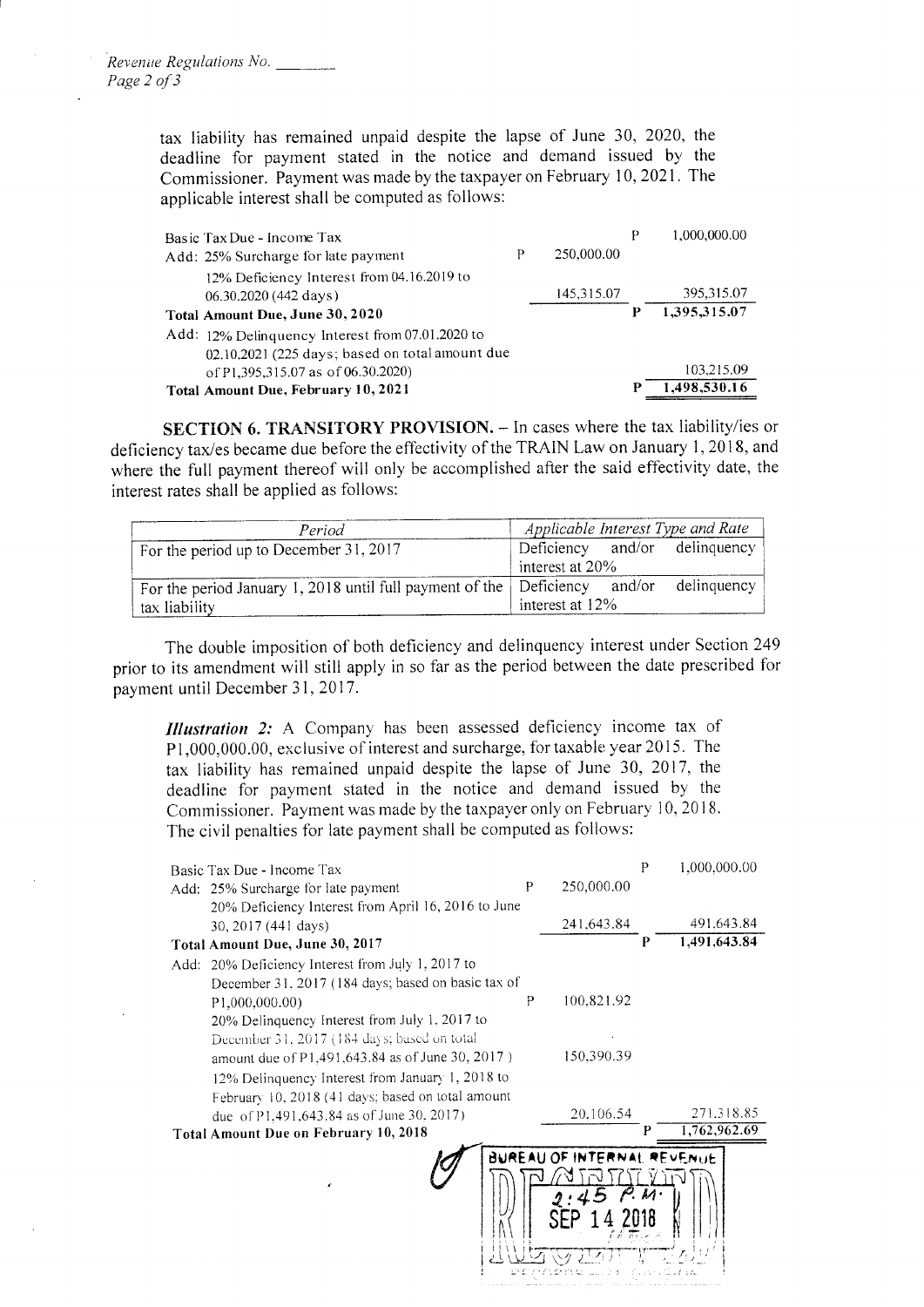tax liability has remained unpaid despite the lapse of June 30, 2020, the deadline for payment stated in the notice and demand issued by the Commissioner. Payment was made by the taxpayer on February 10, 2021. The applicable interest shall be computed as follows:

| | | |
|---|---|---|
| Basic Tax Due - Income Tax | | P 1,000,000.00 |
| Add: 25% Surcharge for late payment | P 250,000.00 | |
| 12% Deficiency Interest from 04.16.2019 to 06.30.2020 (442 days) | 145,315.07 | 395,315.07 |
| **Total Amount Due, June 30, 2020** | | **P 1,395,315.07** |
| Add: 12% Delinquency Interest from 07.01.2020 to 02.10.2021 (225 days; based on total amount due of P1,395,315.07 as of 06.30.2020) | | 103,215.09 |
| **Total Amount Due, February 10, 2021** | | **P 1,498,530.16** |

**SECTION 6. TRANSITORY PROVISION.** – In cases where the tax liability/ies or deficiency tax/es became due before the effectivity of the TRAIN Law on January 1, 2018, and where the full payment thereof will only be accomplished after the said effectivity date, the interest rates shall be applied as follows:

| *Period* | *Applicable Interest Type and Rate* |
|---|---|
| For the period up to December 31, 2017 | Deficiency and/or delinquency interest at 20% |
| For the period January 1, 2018 until full payment of the tax liability | Deficiency and/or delinquency interest at 12% |

The double imposition of both deficiency and delinquency interest under Section 249 prior to its amendment will still apply in so far as the period between the date prescribed for payment until December 31, 2017.

***Illustration 2:*** A Company has been assessed deficiency income tax of P1,000,000.00, exclusive of interest and surcharge, for taxable year 2015. The tax liability has remained unpaid despite the lapse of June 30, 2017, the deadline for payment stated in the notice and demand issued by the Commissioner. Payment was made by the taxpayer only on February 10, 2018. The civil penalties for late payment shall be computed as follows:

| | | |
|---|---|---|
| Basic Tax Due - Income Tax | | P 1,000,000.00 |
| Add: 25% Surcharge for late payment | P 250,000.00 | |
| 20% Deficiency Interest from April 16, 2016 to June 30, 2017 (441 days) | 241,643.84 | 491,643.84 |
| **Total Amount Due, June 30, 2017** | | **P 1,491,643.84** |
| Add: 20% Deficiency Interest from July 1, 2017 to December 31, 2017 (184 days; based on basic tax of P1,000,000.00) | P 100,821.92 | |
| 20% Delinquency Interest from July 1, 2017 to December 31, 2017 (184 days; based on total amount due of P1,491,643.84 as of June 30, 2017 ) | 150,390.39 | |
| 12% Delinquency Interest from January 1, 2018 to February 10, 2018 (41 days; based on total amount due of P1,491,643.84 as of June 30, 2017) | 20,106.54 | 271,318.85 |
| **Total Amount Due on February 10, 2018** | | **P 1,762,962.69** |

BUREAU OF INTERNAL REVENUE
RECEIVED
2:45 P.M.
SEP 14 2018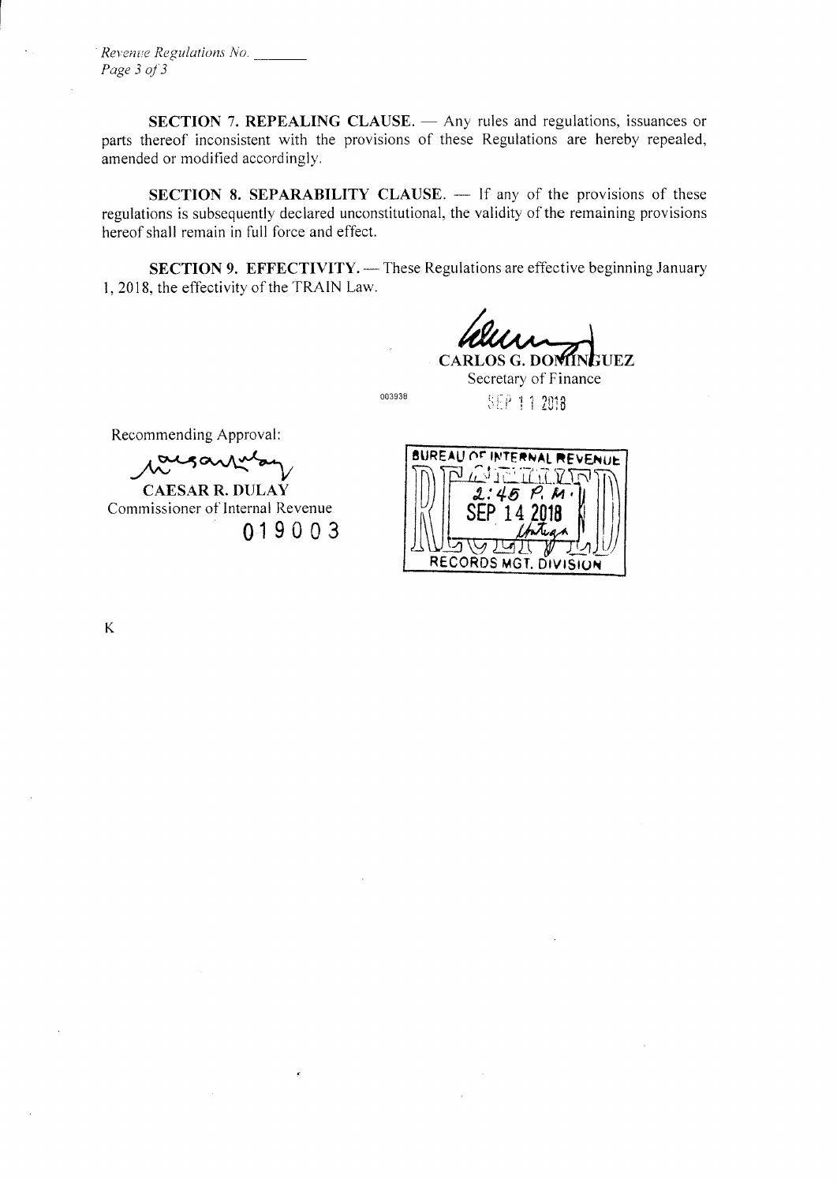**SECTION 7. REPEALING CLAUSE.** — Any rules and regulations, issuances or parts thereof inconsistent with the provisions of these Regulations are hereby repealed, amended or modified accordingly.

**SECTION 8. SEPARABILITY CLAUSE.** — If any of the provisions of these regulations is subsequently declared unconstitutional, the validity of the remaining provisions hereof shall remain in full force and effect.

**SECTION 9. EFFECTIVITY.** — These Regulations are effective beginning January 1, 2018, the effectivity of the TRAIN Law.

**CARLOS G. DOMINGUEZ**
Secretary of Finance

003938

SEP 11 2018

Recommending Approval:

**CAESAR R. DULAY**
Commissioner of Internal Revenue

019003

BUREAU OF INTERNAL REVENUE
RECEIVED
2:45 P.M.
SEP 14 2018
RECORDS MGT. DIVISION

K